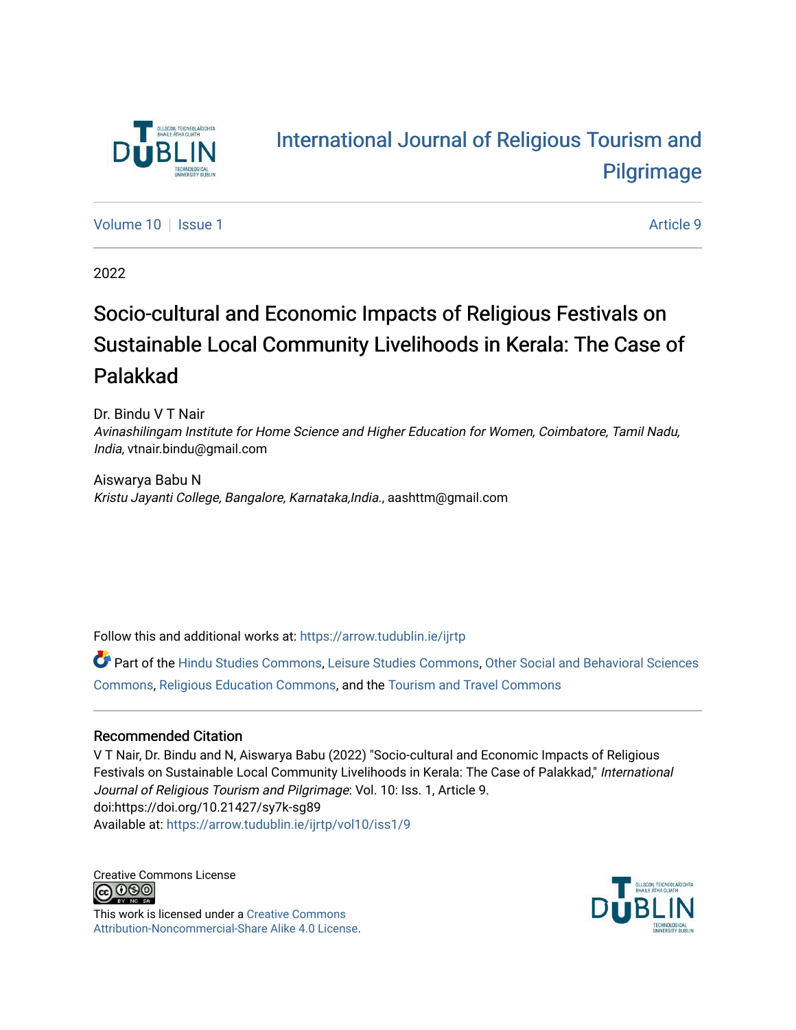International Journal of Religious Tourism and Pilgrimage

Volume 10 | Issue 1 — Article 9

2022

# Socio-cultural and Economic Impacts of Religious Festivals on Sustainable Local Community Livelihoods in Kerala: The Case of Palakkad

Dr. Bindu V T Nair
*Avinashilingam Institute for Home Science and Higher Education for Women, Coimbatore, Tamil Nadu, India*, vtnair.bindu@gmail.com

Aiswarya Babu N
*Kristu Jayanti College, Bangalore, Karnataka,India.*, aashttm@gmail.com

Follow this and additional works at: https://arrow.tudublin.ie/ijrtp

Part of the Hindu Studies Commons, Leisure Studies Commons, Other Social and Behavioral Sciences Commons, Religious Education Commons, and the Tourism and Travel Commons

## Recommended Citation

V T Nair, Dr. Bindu and N, Aiswarya Babu (2022) "Socio-cultural and Economic Impacts of Religious Festivals on Sustainable Local Community Livelihoods in Kerala: The Case of Palakkad," *International Journal of Religious Tourism and Pilgrimage*: Vol. 10: Iss. 1, Article 9.
doi:https://doi.org/10.21427/sy7k-sg89
Available at: https://arrow.tudublin.ie/ijrtp/vol10/iss1/9

Creative Commons License

This work is licensed under a Creative Commons Attribution-Noncommercial-Share Alike 4.0 License.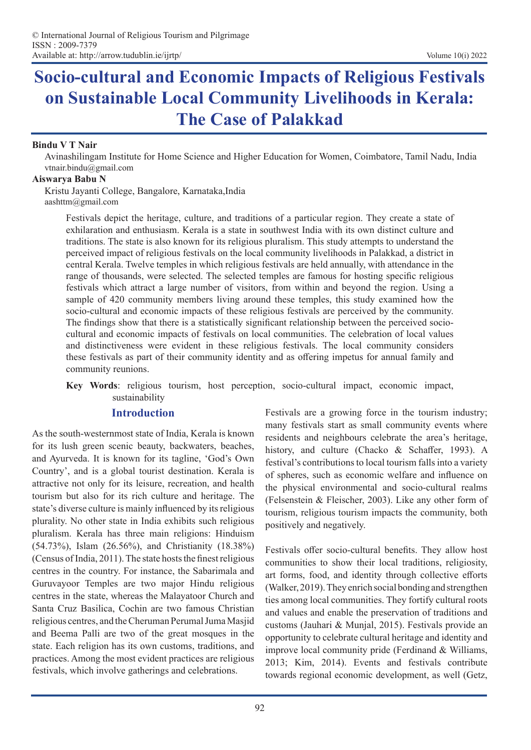# Socio-cultural and Economic Impacts of Religious Festivals on Sustainable Local Community Livelihoods in Kerala: The Case of Palakkad

**Bindu V T Nair**

Avinashilingam Institute for Home Science and Higher Education for Women, Coimbatore, Tamil Nadu, India
vtnair.bindu@gmail.com

**Aiswarya Babu N**

Kristu Jayanti College, Bangalore, Karnataka,India
aashttm@gmail.com

Festivals depict the heritage, culture, and traditions of a particular region. They create a state of exhilaration and enthusiasm. Kerala is a state in southwest India with its own distinct culture and traditions. The state is also known for its religious pluralism. This study attempts to understand the perceived impact of religious festivals on the local community livelihoods in Palakkad, a district in central Kerala. Twelve temples in which religious festivals are held annually, with attendance in the range of thousands, were selected. The selected temples are famous for hosting specific religious festivals which attract a large number of visitors, from within and beyond the region. Using a sample of 420 community members living around these temples, this study examined how the socio-cultural and economic impacts of these religious festivals are perceived by the community. The findings show that there is a statistically significant relationship between the perceived socio-cultural and economic impacts of festivals on local communities. The celebration of local values and distinctiveness were evident in these religious festivals. The local community considers these festivals as part of their community identity and as offering impetus for annual family and community reunions.

**Key Words**: religious tourism, host perception, socio-cultural impact, economic impact, sustainability

## Introduction

As the south-westernmost state of India, Kerala is known for its lush green scenic beauty, backwaters, beaches, and Ayurveda. It is known for its tagline, 'God's Own Country', and is a global tourist destination. Kerala is attractive not only for its leisure, recreation, and health tourism but also for its rich culture and heritage. The state's diverse culture is mainly influenced by its religious plurality. No other state in India exhibits such religious pluralism. Kerala has three main religions: Hinduism (54.73%), Islam (26.56%), and Christianity (18.38%) (Census of India, 2011). The state hosts the finest religious centres in the country. For instance, the Sabarimala and Guruvayoor Temples are two major Hindu religious centres in the state, whereas the Malayatoor Church and Santa Cruz Basilica, Cochin are two famous Christian religious centres, and the Cheruman Perumal Juma Masjid and Beema Palli are two of the great mosques in the state. Each religion has its own customs, traditions, and practices. Among the most evident practices are religious festivals, which involve gatherings and celebrations.

Festivals are a growing force in the tourism industry; many festivals start as small community events where residents and neighbours celebrate the area's heritage, history, and culture (Chacko & Schaffer, 1993). A festival's contributions to local tourism falls into a variety of spheres, such as economic welfare and influence on the physical environmental and socio-cultural realms (Felsenstein & Fleischer, 2003). Like any other form of tourism, religious tourism impacts the community, both positively and negatively.

Festivals offer socio-cultural benefits. They allow host communities to show their local traditions, religiosity, art forms, food, and identity through collective efforts (Walker, 2019). They enrich social bonding and strengthen ties among local communities. They fortify cultural roots and values and enable the preservation of traditions and customs (Jauhari & Munjal, 2015). Festivals provide an opportunity to celebrate cultural heritage and identity and improve local community pride (Ferdinand & Williams, 2013; Kim, 2014). Events and festivals contribute towards regional economic development, as well (Getz,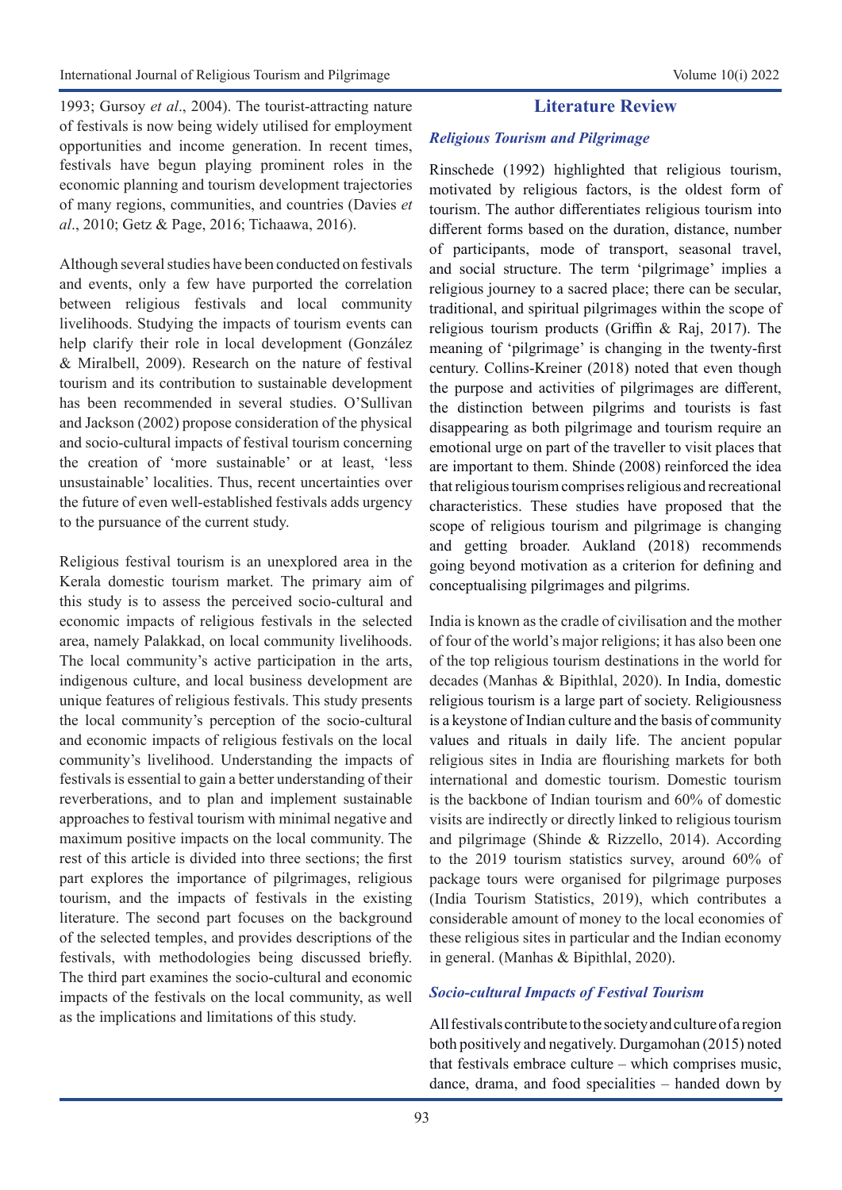1993; Gursoy *et al*., 2004). The tourist-attracting nature of festivals is now being widely utilised for employment opportunities and income generation. In recent times, festivals have begun playing prominent roles in the economic planning and tourism development trajectories of many regions, communities, and countries (Davies *et al*., 2010; Getz & Page, 2016; Tichaawa, 2016).

Although several studies have been conducted on festivals and events, only a few have purported the correlation between religious festivals and local community livelihoods. Studying the impacts of tourism events can help clarify their role in local development (González & Miralbell, 2009). Research on the nature of festival tourism and its contribution to sustainable development has been recommended in several studies. O'Sullivan and Jackson (2002) propose consideration of the physical and socio-cultural impacts of festival tourism concerning the creation of 'more sustainable' or at least, 'less unsustainable' localities. Thus, recent uncertainties over the future of even well-established festivals adds urgency to the pursuance of the current study.

Religious festival tourism is an unexplored area in the Kerala domestic tourism market. The primary aim of this study is to assess the perceived socio-cultural and economic impacts of religious festivals in the selected area, namely Palakkad, on local community livelihoods. The local community's active participation in the arts, indigenous culture, and local business development are unique features of religious festivals. This study presents the local community's perception of the socio-cultural and economic impacts of religious festivals on the local community's livelihood. Understanding the impacts of festivals is essential to gain a better understanding of their reverberations, and to plan and implement sustainable approaches to festival tourism with minimal negative and maximum positive impacts on the local community. The rest of this article is divided into three sections; the first part explores the importance of pilgrimages, religious tourism, and the impacts of festivals in the existing literature. The second part focuses on the background of the selected temples, and provides descriptions of the festivals, with methodologies being discussed briefly. The third part examines the socio-cultural and economic impacts of the festivals on the local community, as well as the implications and limitations of this study.

## Literature Review

### *Religious Tourism and Pilgrimage*

Rinschede (1992) highlighted that religious tourism, motivated by religious factors, is the oldest form of tourism. The author differentiates religious tourism into different forms based on the duration, distance, number of participants, mode of transport, seasonal travel, and social structure. The term 'pilgrimage' implies a religious journey to a sacred place; there can be secular, traditional, and spiritual pilgrimages within the scope of religious tourism products (Griffin & Raj, 2017). The meaning of 'pilgrimage' is changing in the twenty-first century. Collins-Kreiner (2018) noted that even though the purpose and activities of pilgrimages are different, the distinction between pilgrims and tourists is fast disappearing as both pilgrimage and tourism require an emotional urge on part of the traveller to visit places that are important to them. Shinde (2008) reinforced the idea that religious tourism comprises religious and recreational characteristics. These studies have proposed that the scope of religious tourism and pilgrimage is changing and getting broader. Aukland (2018) recommends going beyond motivation as a criterion for defining and conceptualising pilgrimages and pilgrims.

India is known as the cradle of civilisation and the mother of four of the world's major religions; it has also been one of the top religious tourism destinations in the world for decades (Manhas & Bipithlal, 2020). In India, domestic religious tourism is a large part of society. Religiousness is a keystone of Indian culture and the basis of community values and rituals in daily life. The ancient popular religious sites in India are flourishing markets for both international and domestic tourism. Domestic tourism is the backbone of Indian tourism and 60% of domestic visits are indirectly or directly linked to religious tourism and pilgrimage (Shinde & Rizzello, 2014). According to the 2019 tourism statistics survey, around 60% of package tours were organised for pilgrimage purposes (India Tourism Statistics, 2019), which contributes a considerable amount of money to the local economies of these religious sites in particular and the Indian economy in general. (Manhas & Bipithlal, 2020).

### *Socio-cultural Impacts of Festival Tourism*

All festivals contribute to the society and culture of a region both positively and negatively. Durgamohan (2015) noted that festivals embrace culture – which comprises music, dance, drama, and food specialities – handed down by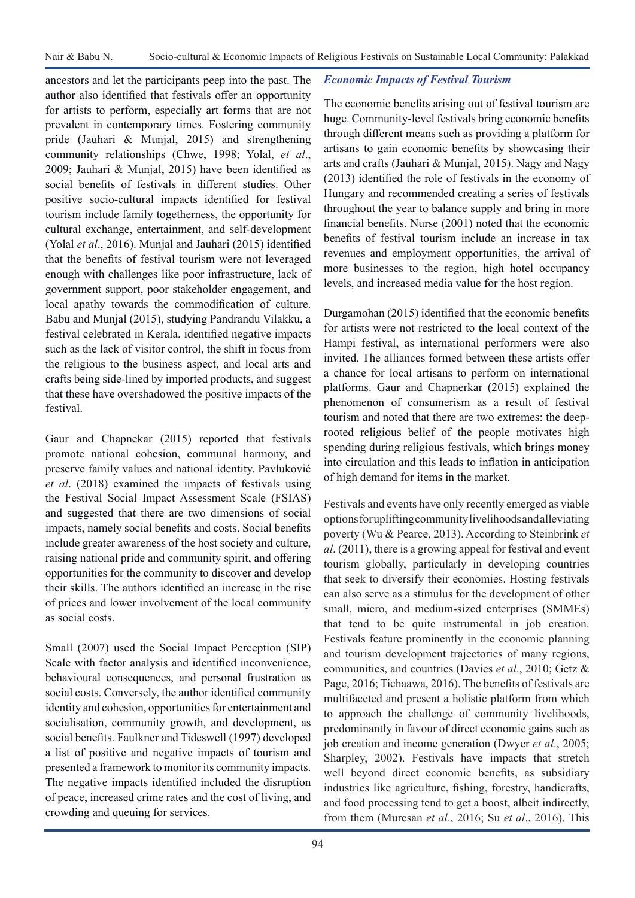ancestors and let the participants peep into the past. The author also identified that festivals offer an opportunity for artists to perform, especially art forms that are not prevalent in contemporary times. Fostering community pride (Jauhari & Munjal, 2015) and strengthening community relationships (Chwe, 1998; Yolal, *et al*., 2009; Jauhari & Munjal, 2015) have been identified as social benefits of festivals in different studies. Other positive socio-cultural impacts identified for festival tourism include family togetherness, the opportunity for cultural exchange, entertainment, and self-development (Yolal *et al*., 2016). Munjal and Jauhari (2015) identified that the benefits of festival tourism were not leveraged enough with challenges like poor infrastructure, lack of government support, poor stakeholder engagement, and local apathy towards the commodification of culture. Babu and Munjal (2015), studying Pandrandu Vilakku, a festival celebrated in Kerala, identified negative impacts such as the lack of visitor control, the shift in focus from the religious to the business aspect, and local arts and crafts being side-lined by imported products, and suggest that these have overshadowed the positive impacts of the festival.

Gaur and Chapnekar (2015) reported that festivals promote national cohesion, communal harmony, and preserve family values and national identity. Pavluković *et al*. (2018) examined the impacts of festivals using the Festival Social Impact Assessment Scale (FSIAS) and suggested that there are two dimensions of social impacts, namely social benefits and costs. Social benefits include greater awareness of the host society and culture, raising national pride and community spirit, and offering opportunities for the community to discover and develop their skills. The authors identified an increase in the rise of prices and lower involvement of the local community as social costs.

Small (2007) used the Social Impact Perception (SIP) Scale with factor analysis and identified inconvenience, behavioural consequences, and personal frustration as social costs. Conversely, the author identified community identity and cohesion, opportunities for entertainment and socialisation, community growth, and development, as social benefits. Faulkner and Tideswell (1997) developed a list of positive and negative impacts of tourism and presented a framework to monitor its community impacts. The negative impacts identified included the disruption of peace, increased crime rates and the cost of living, and crowding and queuing for services.

### *Economic Impacts of Festival Tourism*

The economic benefits arising out of festival tourism are huge. Community-level festivals bring economic benefits through different means such as providing a platform for artisans to gain economic benefits by showcasing their arts and crafts (Jauhari & Munjal, 2015). Nagy and Nagy (2013) identified the role of festivals in the economy of Hungary and recommended creating a series of festivals throughout the year to balance supply and bring in more financial benefits. Nurse (2001) noted that the economic benefits of festival tourism include an increase in tax revenues and employment opportunities, the arrival of more businesses to the region, high hotel occupancy levels, and increased media value for the host region.

Durgamohan (2015) identified that the economic benefits for artists were not restricted to the local context of the Hampi festival, as international performers were also invited. The alliances formed between these artists offer a chance for local artisans to perform on international platforms. Gaur and Chapnerkar (2015) explained the phenomenon of consumerism as a result of festival tourism and noted that there are two extremes: the deep-rooted religious belief of the people motivates high spending during religious festivals, which brings money into circulation and this leads to inflation in anticipation of high demand for items in the market.

Festivals and events have only recently emerged as viable options for uplifting community livelihoods and alleviating poverty (Wu & Pearce, 2013). According to Steinbrink *et al*. (2011), there is a growing appeal for festival and event tourism globally, particularly in developing countries that seek to diversify their economies. Hosting festivals can also serve as a stimulus for the development of other small, micro, and medium-sized enterprises (SMMEs) that tend to be quite instrumental in job creation. Festivals feature prominently in the economic planning and tourism development trajectories of many regions, communities, and countries (Davies *et al*., 2010; Getz & Page, 2016; Tichaawa, 2016). The benefits of festivals are multifaceted and present a holistic platform from which to approach the challenge of community livelihoods, predominantly in favour of direct economic gains such as job creation and income generation (Dwyer *et al*., 2005; Sharpley, 2002). Festivals have impacts that stretch well beyond direct economic benefits, as subsidiary industries like agriculture, fishing, forestry, handicrafts, and food processing tend to get a boost, albeit indirectly, from them (Muresan *et al*., 2016; Su *et al*., 2016). This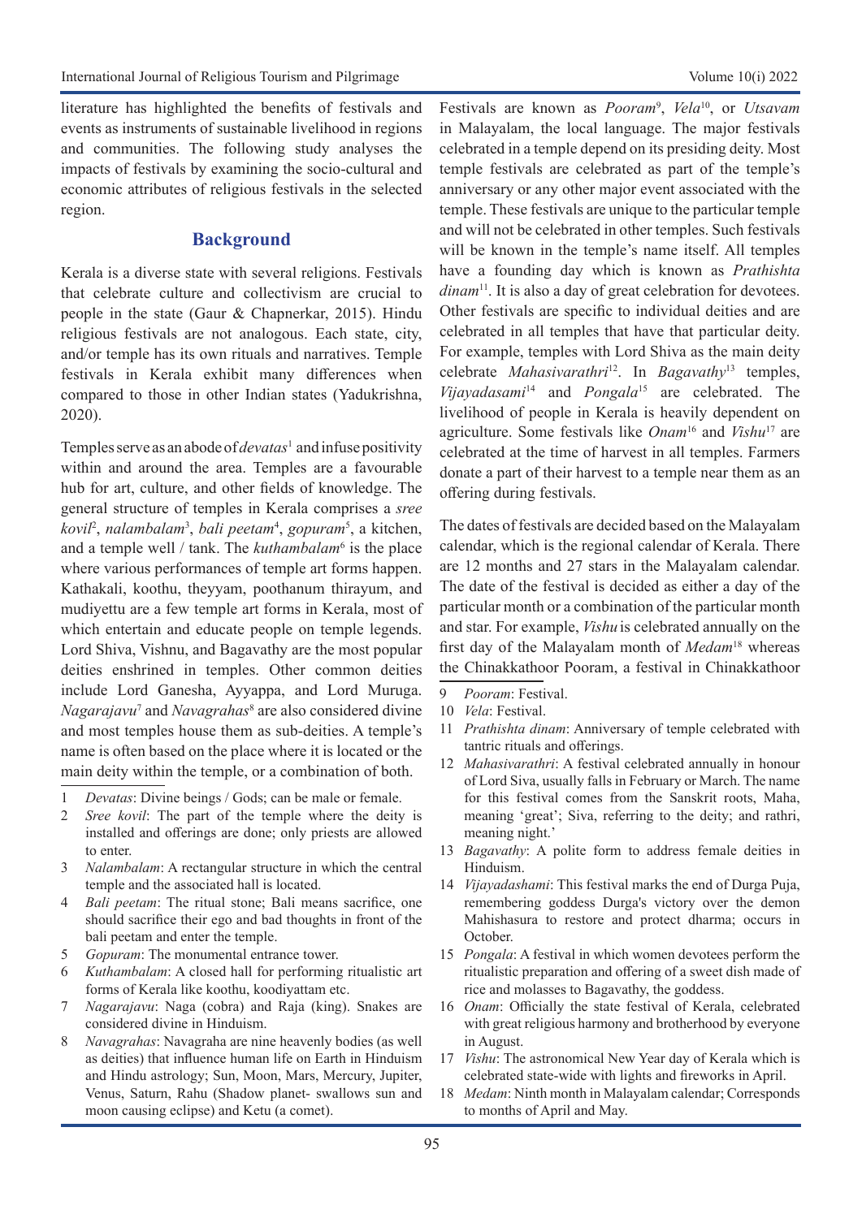literature has highlighted the benefits of festivals and events as instruments of sustainable livelihood in regions and communities. The following study analyses the impacts of festivals by examining the socio-cultural and economic attributes of religious festivals in the selected region.

## Background

Kerala is a diverse state with several religions. Festivals that celebrate culture and collectivism are crucial to people in the state (Gaur & Chapnerkar, 2015). Hindu religious festivals are not analogous. Each state, city, and/or temple has its own rituals and narratives. Temple festivals in Kerala exhibit many differences when compared to those in other Indian states (Yadukrishna, 2020).

Temples serve as an abode of *devatas*[1] and infuse positivity within and around the area. Temples are a favourable hub for art, culture, and other fields of knowledge. The general structure of temples in Kerala comprises a *sree kovil*[2], *nalambalam*[3], *bali peetam*[4], *gopuram*[5], a kitchen, and a temple well / tank. The *kuthambalam*[6] is the place where various performances of temple art forms happen. Kathakali, koothu, theyyam, poothanum thirayum, and mudiyettu are a few temple art forms in Kerala, most of which entertain and educate people on temple legends. Lord Shiva, Vishnu, and Bagavathy are the most popular deities enshrined in temples. Other common deities include Lord Ganesha, Ayyappa, and Lord Muruga. *Nagarajavu*[7] and *Navagrahas*[8] are also considered divine and most temples house them as sub-deities. A temple's name is often based on the place where it is located or the main deity within the temple, or a combination of both.

Festivals are known as *Pooram*[9], *Vela*[10], or *Utsavam* in Malayalam, the local language. The major festivals celebrated in a temple depend on its presiding deity. Most temple festivals are celebrated as part of the temple's anniversary or any other major event associated with the temple. These festivals are unique to the particular temple and will not be celebrated in other temples. Such festivals will be known in the temple's name itself. All temples have a founding day which is known as *Prathishta dinam*[11]. It is also a day of great celebration for devotees. Other festivals are specific to individual deities and are celebrated in all temples that have that particular deity. For example, temples with Lord Shiva as the main deity celebrate *Mahasivarathri*[12]. In *Bagavathy*[13] temples, *Vijayadasami*[14] and *Pongala*[15] are celebrated. The livelihood of people in Kerala is heavily dependent on agriculture. Some festivals like *Onam*[16] and *Vishu*[17] are celebrated at the time of harvest in all temples. Farmers donate a part of their harvest to a temple near them as an offering during festivals.

The dates of festivals are decided based on the Malayalam calendar, which is the regional calendar of Kerala. There are 12 months and 27 stars in the Malayalam calendar. The date of the festival is decided as either a day of the particular month or a combination of the particular month and star. For example, *Vishu* is celebrated annually on the first day of the Malayalam month of *Medam*[18] whereas the Chinakkathoor Pooram, a festival in Chinakkathoor

---

1 *Devatas*: Divine beings / Gods; can be male or female.
2 *Sree kovil*: The part of the temple where the deity is installed and offerings are done; only priests are allowed to enter.
3 *Nalambalam*: A rectangular structure in which the central temple and the associated hall is located.
4 *Bali peetam*: The ritual stone; Bali means sacrifice, one should sacrifice their ego and bad thoughts in front of the bali peetam and enter the temple.
5 *Gopuram*: The monumental entrance tower.
6 *Kuthambalam*: A closed hall for performing ritualistic art forms of Kerala like koothu, koodiyattam etc.
7 *Nagarajavu*: Naga (cobra) and Raja (king). Snakes are considered divine in Hinduism.
8 *Navagrahas*: Navagraha are nine heavenly bodies (as well as deities) that influence human life on Earth in Hinduism and Hindu astrology; Sun, Moon, Mars, Mercury, Jupiter, Venus, Saturn, Rahu (Shadow planet- swallows sun and moon causing eclipse) and Ketu (a comet).
9 *Pooram*: Festival.
10 *Vela*: Festival.
11 *Prathishta dinam*: Anniversary of temple celebrated with tantric rituals and offerings.
12 *Mahasivarathri*: A festival celebrated annually in honour of Lord Siva, usually falls in February or March. The name for this festival comes from the Sanskrit roots, Maha, meaning 'great'; Siva, referring to the deity; and rathri, meaning night.'
13 *Bagavathy*: A polite form to address female deities in Hinduism.
14 *Vijayadashami*: This festival marks the end of Durga Puja, remembering goddess Durga's victory over the demon Mahishasura to restore and protect dharma; occurs in October.
15 *Pongala*: A festival in which women devotees perform the ritualistic preparation and offering of a sweet dish made of rice and molasses to Bagavathy, the goddess.
16 *Onam*: Officially the state festival of Kerala, celebrated with great religious harmony and brotherhood by everyone in August.
17 *Vishu*: The astronomical New Year day of Kerala which is celebrated state-wide with lights and fireworks in April.
18 *Medam*: Ninth month in Malayalam calendar; Corresponds to months of April and May.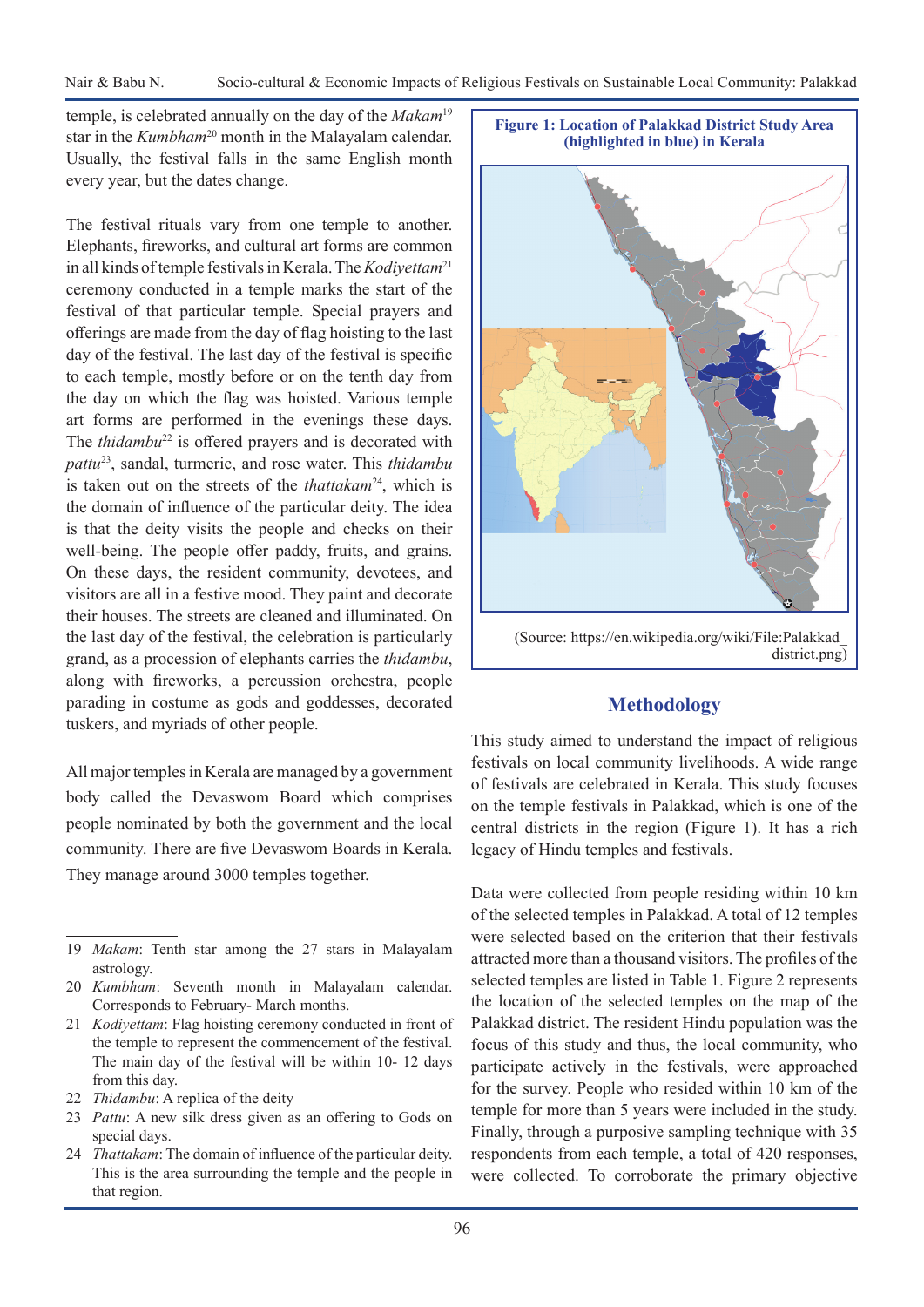temple, is celebrated annually on the day of the *Makam*[19] star in the *Kumbham*[20] month in the Malayalam calendar. Usually, the festival falls in the same English month every year, but the dates change.

The festival rituals vary from one temple to another. Elephants, fireworks, and cultural art forms are common in all kinds of temple festivals in Kerala. The *Kodiyettam*[21] ceremony conducted in a temple marks the start of the festival of that particular temple. Special prayers and offerings are made from the day of flag hoisting to the last day of the festival. The last day of the festival is specific to each temple, mostly before or on the tenth day from the day on which the flag was hoisted. Various temple art forms are performed in the evenings these days. The *thidambu*[22] is offered prayers and is decorated with *pattu*[23], sandal, turmeric, and rose water. This *thidambu* is taken out on the streets of the *thattakam*[24], which is the domain of influence of the particular deity. The idea is that the deity visits the people and checks on their well-being. The people offer paddy, fruits, and grains. On these days, the resident community, devotees, and visitors are all in a festive mood. They paint and decorate their houses. The streets are cleaned and illuminated. On the last day of the festival, the celebration is particularly grand, as a procession of elephants carries the *thidambu*, along with fireworks, a percussion orchestra, people parading in costume as gods and goddesses, decorated tuskers, and myriads of other people.

All major temples in Kerala are managed by a government body called the Devaswom Board which comprises people nominated by both the government and the local community. There are five Devaswom Boards in Kerala. They manage around 3000 temples together.

**Figure 1: Location of Palakkad District Study Area (highlighted in blue) in Kerala**

(Source: https://en.wikipedia.org/wiki/File:Palakkad_district.png)

## Methodology

This study aimed to understand the impact of religious festivals on local community livelihoods. A wide range of festivals are celebrated in Kerala. This study focuses on the temple festivals in Palakkad, which is one of the central districts in the region (Figure 1). It has a rich legacy of Hindu temples and festivals.

Data were collected from people residing within 10 km of the selected temples in Palakkad. A total of 12 temples were selected based on the criterion that their festivals attracted more than a thousand visitors. The profiles of the selected temples are listed in Table 1. Figure 2 represents the location of the selected temples on the map of the Palakkad district. The resident Hindu population was the focus of this study and thus, the local community, who participate actively in the festivals, were approached for the survey. People who resided within 10 km of the temple for more than 5 years were included in the study. Finally, through a purposive sampling technique with 35 respondents from each temple, a total of 420 responses, were collected. To corroborate the primary objective

---

19 *Makam*: Tenth star among the 27 stars in Malayalam astrology.

20 *Kumbham*: Seventh month in Malayalam calendar. Corresponds to February- March months.

21 *Kodiyettam*: Flag hoisting ceremony conducted in front of the temple to represent the commencement of the festival. The main day of the festival will be within 10- 12 days from this day.

22 *Thidambu*: A replica of the deity

23 *Pattu*: A new silk dress given as an offering to Gods on special days.

24 *Thattakam*: The domain of influence of the particular deity. This is the area surrounding the temple and the people in that region.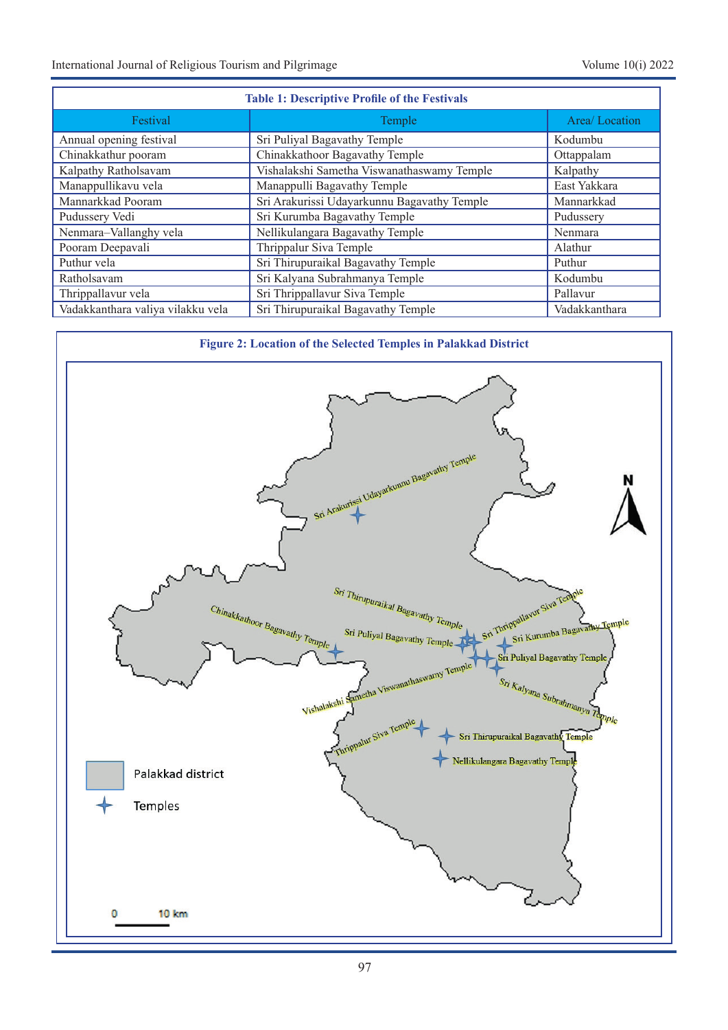**Table 1: Descriptive Profile of the Festivals**

| Festival | Temple | Area/ Location |
|---|---|---|
| Annual opening festival | Sri Puliyal Bagavathy Temple | Kodumbu |
| Chinakkathur pooram | Chinakkathoor Bagavathy Temple | Ottappalam |
| Kalpathy Ratholsavam | Vishalakshi Sametha Viswanathaswamy Temple | Kalpathy |
| Manappullikavu vela | Manappulli Bagavathy Temple | East Yakkara |
| Mannarkkad Pooram | Sri Arakurissi Udayarkunnu Bagavathy Temple | Mannarkkad |
| Pudussery Vedi | Sri Kurumba Bagavathy Temple | Pudussery |
| Nenmara–Vallanghy vela | Nellikulangara Bagavathy Temple | Nenmara |
| Pooram Deepavali | Thrippalur Siva Temple | Alathur |
| Puthur vela | Sri Thirupuraikal Bagavathy Temple | Puthur |
| Ratholsavam | Sri Kalyana Subrahmanya Temple | Kodumbu |
| Thrippallavur vela | Sri Thrippallavur Siva Temple | Pallavur |
| Vadakkanthara valiya vilakku vela | Sri Thirupuraikal Bagavathy Temple | Vadakkanthara |

**Figure 2: Location of the Selected Temples in Palakkad District**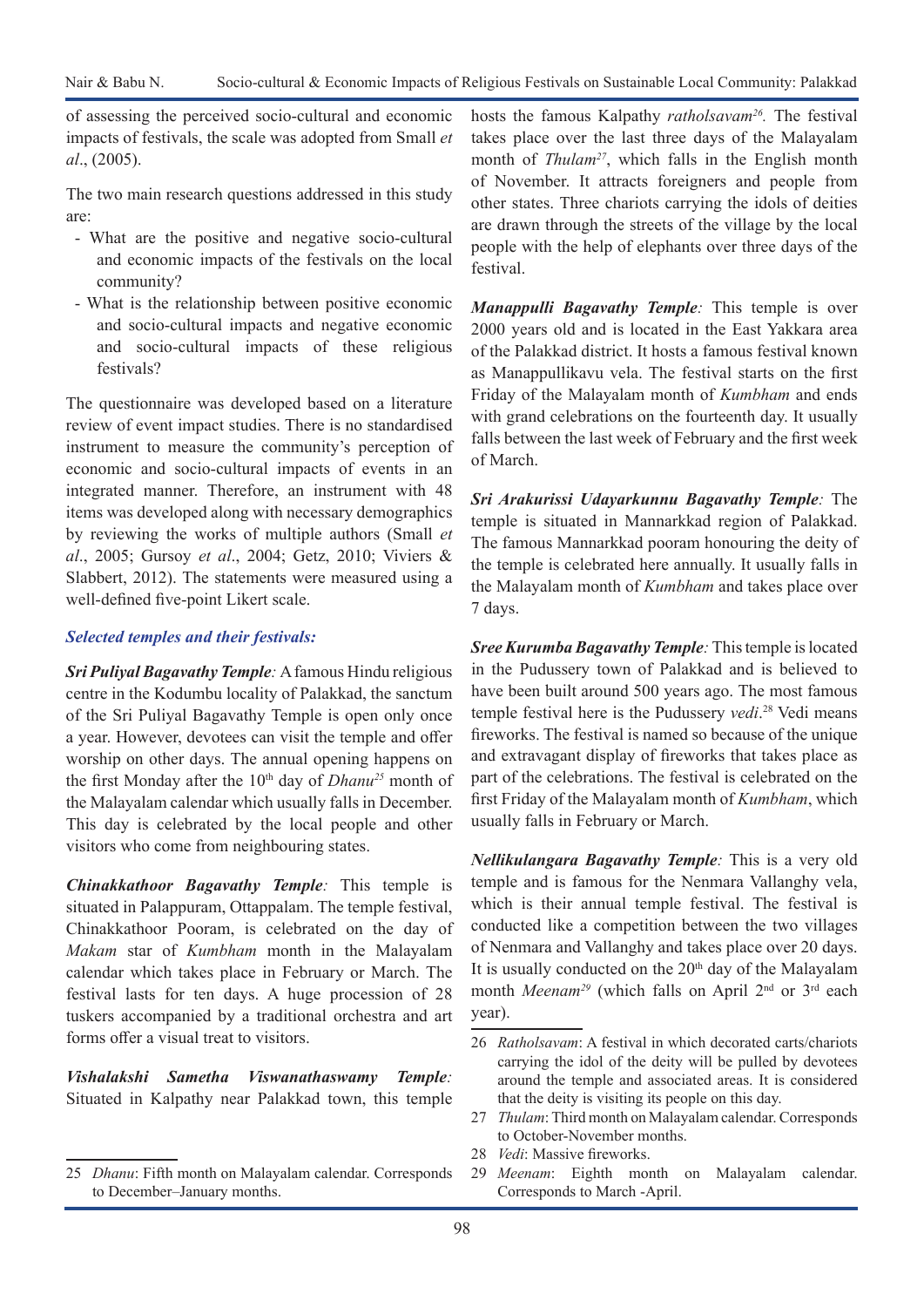of assessing the perceived socio-cultural and economic impacts of festivals, the scale was adopted from Small *et al*., (2005).

The two main research questions addressed in this study are:

- What are the positive and negative socio-cultural and economic impacts of the festivals on the local community?
- What is the relationship between positive economic and socio-cultural impacts and negative economic and socio-cultural impacts of these religious festivals?

The questionnaire was developed based on a literature review of event impact studies. There is no standardised instrument to measure the community's perception of economic and socio-cultural impacts of events in an integrated manner. Therefore, an instrument with 48 items was developed along with necessary demographics by reviewing the works of multiple authors (Small *et al*., 2005; Gursoy *et al*., 2004; Getz, 2010; Viviers & Slabbert, 2012). The statements were measured using a well-defined five-point Likert scale.

### *Selected temples and their festivals:*

***Sri Puliyal Bagavathy Temple**:* A famous Hindu religious centre in the Kodumbu locality of Palakkad, the sanctum of the Sri Puliyal Bagavathy Temple is open only once a year. However, devotees can visit the temple and offer worship on other days. The annual opening happens on the first Monday after the 10th day of *Dhanu*[25] month of the Malayalam calendar which usually falls in December. This day is celebrated by the local people and other visitors who come from neighbouring states.

***Chinakkathoor Bagavathy Temple**:* This temple is situated in Palappuram, Ottappalam. The temple festival, Chinakkathoor Pooram, is celebrated on the day of *Makam* star of *Kumbham* month in the Malayalam calendar which takes place in February or March. The festival lasts for ten days. A huge procession of 28 tuskers accompanied by a traditional orchestra and art forms offer a visual treat to visitors.

***Vishalakshi Sametha Viswanathaswamy Temple**:* Situated in Kalpathy near Palakkad town, this temple hosts the famous Kalpathy *ratholsavam*[26]. The festival takes place over the last three days of the Malayalam month of *Thulam*[27], which falls in the English month of November. It attracts foreigners and people from other states. Three chariots carrying the idols of deities are drawn through the streets of the village by the local people with the help of elephants over three days of the festival.

***Manappulli Bagavathy Temple**:* This temple is over 2000 years old and is located in the East Yakkara area of the Palakkad district. It hosts a famous festival known as Manappullikavu vela. The festival starts on the first Friday of the Malayalam month of *Kumbham* and ends with grand celebrations on the fourteenth day. It usually falls between the last week of February and the first week of March.

***Sri Arakurissi Udayarkunnu Bagavathy Temple**:* The temple is situated in Mannarkkad region of Palakkad. The famous Mannarkkad pooram honouring the deity of the temple is celebrated here annually. It usually falls in the Malayalam month of *Kumbham* and takes place over 7 days.

***Sree Kurumba Bagavathy Temple**:* This temple is located in the Pudussery town of Palakkad and is believed to have been built around 500 years ago. The most famous temple festival here is the Pudussery *vedi*.[28] Vedi means fireworks. The festival is named so because of the unique and extravagant display of fireworks that takes place as part of the celebrations. The festival is celebrated on the first Friday of the Malayalam month of *Kumbham*, which usually falls in February or March.

***Nellikulangara Bagavathy Temple**:* This is a very old temple and is famous for the Nenmara Vallanghy vela, which is their annual temple festival. The festival is conducted like a competition between the two villages of Nenmara and Vallanghy and takes place over 20 days. It is usually conducted on the 20th day of the Malayalam month *Meenam*[29] (which falls on April 2nd or 3rd each year).

---

25 *Dhanu*: Fifth month on Malayalam calendar. Corresponds to December–January months.

26 *Ratholsavam*: A festival in which decorated carts/chariots carrying the idol of the deity will be pulled by devotees around the temple and associated areas. It is considered that the deity is visiting its people on this day.

27 *Thulam*: Third month on Malayalam calendar. Corresponds to October-November months.

28 *Vedi*: Massive fireworks.

29 *Meenam*: Eighth month on Malayalam calendar. Corresponds to March -April.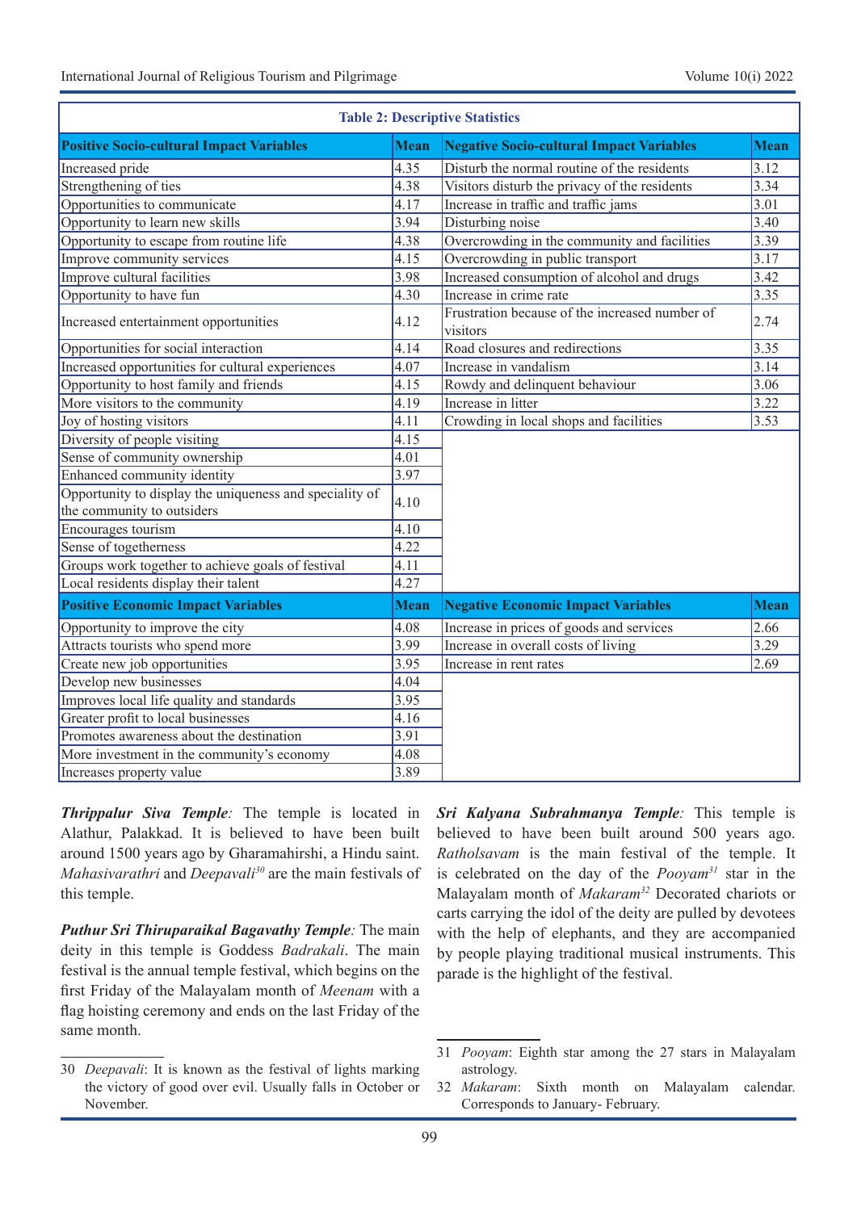**Table 2: Descriptive Statistics**

| Positive Socio-cultural Impact Variables | Mean | Negative Socio-cultural Impact Variables | Mean |
|---|---|---|---|
| Increased pride | 4.35 | Disturb the normal routine of the residents | 3.12 |
| Strengthening of ties | 4.38 | Visitors disturb the privacy of the residents | 3.34 |
| Opportunities to communicate | 4.17 | Increase in traffic and traffic jams | 3.01 |
| Opportunity to learn new skills | 3.94 | Disturbing noise | 3.40 |
| Opportunity to escape from routine life | 4.38 | Overcrowding in the community and facilities | 3.39 |
| Improve community services | 4.15 | Overcrowding in public transport | 3.17 |
| Improve cultural facilities | 3.98 | Increased consumption of alcohol and drugs | 3.42 |
| Opportunity to have fun | 4.30 | Increase in crime rate | 3.35 |
| Increased entertainment opportunities | 4.12 | Frustration because of the increased number of visitors | 2.74 |
| Opportunities for social interaction | 4.14 | Road closures and redirections | 3.35 |
| Increased opportunities for cultural experiences | 4.07 | Increase in vandalism | 3.14 |
| Opportunity to host family and friends | 4.15 | Rowdy and delinquent behaviour | 3.06 |
| More visitors to the community | 4.19 | Increase in litter | 3.22 |
| Joy of hosting visitors | 4.11 | Crowding in local shops and facilities | 3.53 |
| Diversity of people visiting | 4.15 | | |
| Sense of community ownership | 4.01 | | |
| Enhanced community identity | 3.97 | | |
| Opportunity to display the uniqueness and speciality of the community to outsiders | 4.10 | | |
| Encourages tourism | 4.10 | | |
| Sense of togetherness | 4.22 | | |
| Groups work together to achieve goals of festival | 4.11 | | |
| Local residents display their talent | 4.27 | | |
| **Positive Economic Impact Variables** | **Mean** | **Negative Economic Impact Variables** | **Mean** |
| Opportunity to improve the city | 4.08 | Increase in prices of goods and services | 2.66 |
| Attracts tourists who spend more | 3.99 | Increase in overall costs of living | 3.29 |
| Create new job opportunities | 3.95 | Increase in rent rates | 2.69 |
| Develop new businesses | 4.04 | | |
| Improves local life quality and standards | 3.95 | | |
| Greater profit to local businesses | 4.16 | | |
| Promotes awareness about the destination | 3.91 | | |
| More investment in the community's economy | 4.08 | | |
| Increases property value | 3.89 | | |

***Thrippalur Siva Temple:*** The temple is located in Alathur, Palakkad. It is believed to have been built around 1500 years ago by Gharamahirshi, a Hindu saint. *Mahasivarathri* and *Deepavali*[30] are the main festivals of this temple.

***Puthur Sri Thiruparaikal Bagavathy Temple:*** The main deity in this temple is Goddess *Badrakali*. The main festival is the annual temple festival, which begins on the first Friday of the Malayalam month of *Meenam* with a flag hoisting ceremony and ends on the last Friday of the same month.

***Sri Kalyana Subrahmanya Temple:*** This temple is believed to have been built around 500 years ago. *Ratholsavam* is the main festival of the temple. It is celebrated on the day of the *Pooyam*[31] star in the Malayalam month of *Makaram*[32] Decorated chariots or carts carrying the idol of the deity are pulled by devotees with the help of elephants, and they are accompanied by people playing traditional musical instruments. This parade is the highlight of the festival.

30 *Deepavali*: It is known as the festival of lights marking the victory of good over evil. Usually falls in October or November.

31 *Pooyam*: Eighth star among the 27 stars in Malayalam astrology.

32 *Makaram*: Sixth month on Malayalam calendar. Corresponds to January- February.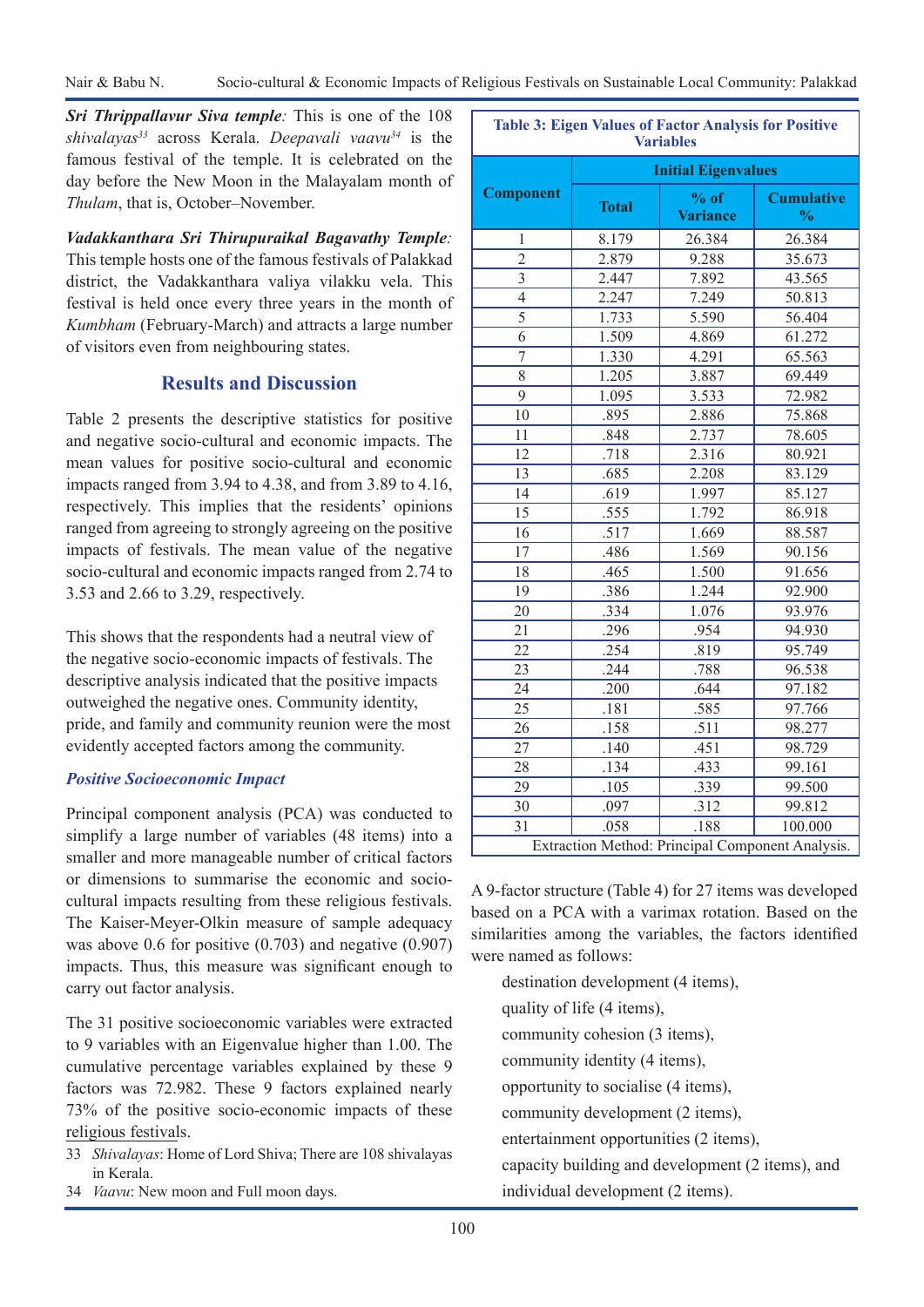***Sri Thrippallavur Siva temple**:* This is one of the 108 *shivalayas*[33] across Kerala. *Deepavali vaavu*[34] is the famous festival of the temple. It is celebrated on the day before the New Moon in the Malayalam month of *Thulam*, that is, October–November.

***Vadakkanthara Sri Thirupuraikal Bagavathy Temple**:* This temple hosts one of the famous festivals of Palakkad district, the Vadakkanthara valiya vilakku vela. This festival is held once every three years in the month of *Kumbham* (February-March) and attracts a large number of visitors even from neighbouring states.

## Results and Discussion

Table 2 presents the descriptive statistics for positive and negative socio-cultural and economic impacts. The mean values for positive socio-cultural and economic impacts ranged from 3.94 to 4.38, and from 3.89 to 4.16, respectively. This implies that the residents' opinions ranged from agreeing to strongly agreeing on the positive impacts of festivals. The mean value of the negative socio-cultural and economic impacts ranged from 2.74 to 3.53 and 2.66 to 3.29, respectively.

This shows that the respondents had a neutral view of the negative socio-economic impacts of festivals. The descriptive analysis indicated that the positive impacts outweighed the negative ones. Community identity, pride, and family and community reunion were the most evidently accepted factors among the community.

### *Positive Socioeconomic Impact*

Principal component analysis (PCA) was conducted to simplify a large number of variables (48 items) into a smaller and more manageable number of critical factors or dimensions to summarise the economic and socio-cultural impacts resulting from these religious festivals. The Kaiser-Meyer-Olkin measure of sample adequacy was above 0.6 for positive (0.703) and negative (0.907) impacts. Thus, this measure was significant enough to carry out factor analysis.

The 31 positive socioeconomic variables were extracted to 9 variables with an Eigenvalue higher than 1.00. The cumulative percentage variables explained by these 9 factors was 72.982. These 9 factors explained nearly 73% of the positive socio-economic impacts of these religious festivals.

**Table 3: Eigen Values of Factor Analysis for Positive Variables**

| Component | Initial Eigenvalues | | |
|---|---|---|---|
| | Total | % of Variance | Cumulative % |
| 1 | 8.179 | 26.384 | 26.384 |
| 2 | 2.879 | 9.288 | 35.673 |
| 3 | 2.447 | 7.892 | 43.565 |
| 4 | 2.247 | 7.249 | 50.813 |
| 5 | 1.733 | 5.590 | 56.404 |
| 6 | 1.509 | 4.869 | 61.272 |
| 7 | 1.330 | 4.291 | 65.563 |
| 8 | 1.205 | 3.887 | 69.449 |
| 9 | 1.095 | 3.533 | 72.982 |
| 10 | .895 | 2.886 | 75.868 |
| 11 | .848 | 2.737 | 78.605 |
| 12 | .718 | 2.316 | 80.921 |
| 13 | .685 | 2.208 | 83.129 |
| 14 | .619 | 1.997 | 85.127 |
| 15 | .555 | 1.792 | 86.918 |
| 16 | .517 | 1.669 | 88.587 |
| 17 | .486 | 1.569 | 90.156 |
| 18 | .465 | 1.500 | 91.656 |
| 19 | .386 | 1.244 | 92.900 |
| 20 | .334 | 1.076 | 93.976 |
| 21 | .296 | .954 | 94.930 |
| 22 | .254 | .819 | 95.749 |
| 23 | .244 | .788 | 96.538 |
| 24 | .200 | .644 | 97.182 |
| 25 | .181 | .585 | 97.766 |
| 26 | .158 | .511 | 98.277 |
| 27 | .140 | .451 | 98.729 |
| 28 | .134 | .433 | 99.161 |
| 29 | .105 | .339 | 99.500 |
| 30 | .097 | .312 | 99.812 |
| 31 | .058 | .188 | 100.000 |

Extraction Method: Principal Component Analysis.

A 9-factor structure (Table 4) for 27 items was developed based on a PCA with a varimax rotation. Based on the similarities among the variables, the factors identified were named as follows:

- destination development (4 items),
- quality of life (4 items),
- community cohesion (3 items),
- community identity (4 items),
- opportunity to socialise (4 items),
- community development (2 items),
- entertainment opportunities (2 items),
- capacity building and development (2 items), and
- individual development (2 items).

---

33 *Shivalayas*: Home of Lord Shiva; There are 108 shivalayas in Kerala.

34 *Vaavu*: New moon and Full moon days.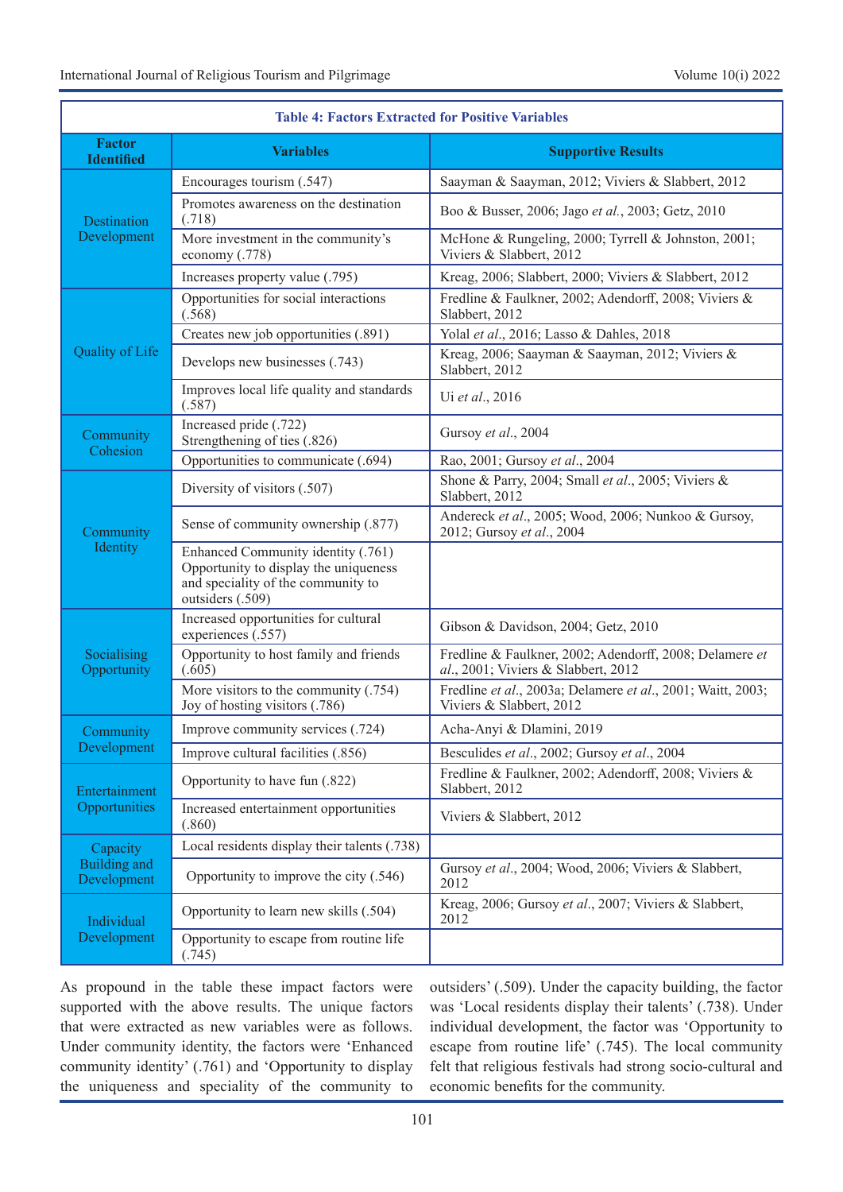**Table 4: Factors Extracted for Positive Variables**

| Factor Identified | Variables | Supportive Results |
|---|---|---|
| Destination Development | Encourages tourism (.547) | Saayman & Saayman, 2012; Viviers & Slabbert, 2012 |
| | Promotes awareness on the destination (.718) | Boo & Busser, 2006; Jago *et al.*, 2003; Getz, 2010 |
| | More investment in the community's economy (.778) | McHone & Rungeling, 2000; Tyrrell & Johnston, 2001; Viviers & Slabbert, 2012 |
| | Increases property value (.795) | Kreag, 2006; Slabbert, 2000; Viviers & Slabbert, 2012 |
| Quality of Life | Opportunities for social interactions (.568) | Fredline & Faulkner, 2002; Adendorff, 2008; Viviers & Slabbert, 2012 |
| | Creates new job opportunities (.891) | Yolal *et al.*, 2016; Lasso & Dahles, 2018 |
| | Develops new businesses (.743) | Kreag, 2006; Saayman & Saayman, 2012; Viviers & Slabbert, 2012 |
| | Improves local life quality and standards (.587) | Ui *et al.*, 2016 |
| Community Cohesion | Increased pride (.722)<br>Strengthening of ties (.826) | Gursoy *et al.*, 2004 |
| | Opportunities to communicate (.694) | Rao, 2001; Gursoy *et al.*, 2004 |
| Community Identity | Diversity of visitors (.507) | Shone & Parry, 2004; Small *et al.*, 2005; Viviers & Slabbert, 2012 |
| | Sense of community ownership (.877) | Andereck *et al.*, 2005; Wood, 2006; Nunkoo & Gursoy, 2012; Gursoy *et al.*, 2004 |
| | Enhanced Community identity (.761)<br>Opportunity to display the uniqueness and speciality of the community to outsiders (.509) | |
| Socialising Opportunity | Increased opportunities for cultural experiences (.557) | Gibson & Davidson, 2004; Getz, 2010 |
| | Opportunity to host family and friends (.605) | Fredline & Faulkner, 2002; Adendorff, 2008; Delamere *et al.*, 2001; Viviers & Slabbert, 2012 |
| | More visitors to the community (.754)<br>Joy of hosting visitors (.786) | Fredline *et al.*, 2003a; Delamere *et al.*, 2001; Waitt, 2003; Viviers & Slabbert, 2012 |
| Community Development | Improve community services (.724) | Acha-Anyi & Dlamini, 2019 |
| | Improve cultural facilities (.856) | Besculides *et al.*, 2002; Gursoy *et al.*, 2004 |
| Entertainment Opportunities | Opportunity to have fun (.822) | Fredline & Faulkner, 2002; Adendorff, 2008; Viviers & Slabbert, 2012 |
| | Increased entertainment opportunities (.860) | Viviers & Slabbert, 2012 |
| Capacity Building and Development | Local residents display their talents (.738) | |
| | Opportunity to improve the city (.546) | Gursoy *et al.*, 2004; Wood, 2006; Viviers & Slabbert, 2012 |
| Individual Development | Opportunity to learn new skills (.504) | Kreag, 2006; Gursoy *et al.*, 2007; Viviers & Slabbert, 2012 |
| | Opportunity to escape from routine life (.745) | |

As propound in the table these impact factors were supported with the above results. The unique factors that were extracted as new variables were as follows. Under community identity, the factors were 'Enhanced community identity' (.761) and 'Opportunity to display the uniqueness and speciality of the community to outsiders' (.509). Under the capacity building, the factor was 'Local residents display their talents' (.738). Under individual development, the factor was 'Opportunity to escape from routine life' (.745). The local community felt that religious festivals had strong socio-cultural and economic benefits for the community.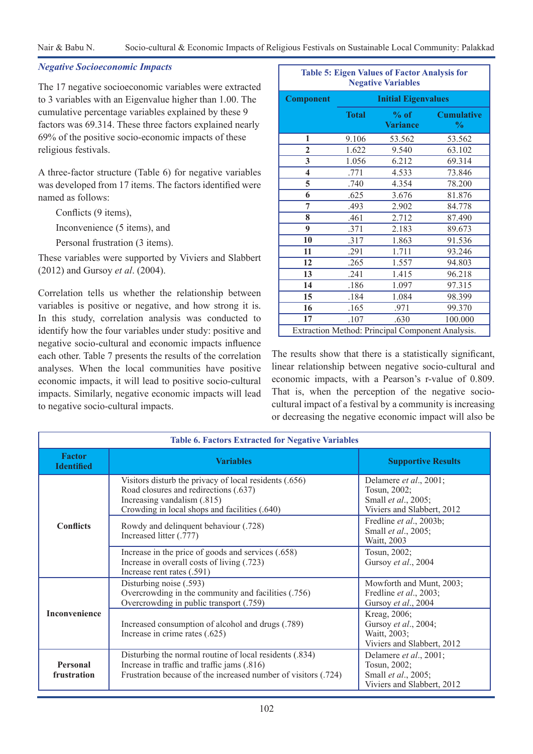### *Negative Socioeconomic Impacts*

The 17 negative socioeconomic variables were extracted to 3 variables with an Eigenvalue higher than 1.00. The cumulative percentage variables explained by these 9 factors was 69.314. These three factors explained nearly 69% of the positive socio-economic impacts of these religious festivals.

A three-factor structure (Table 6) for negative variables was developed from 17 items. The factors identified were named as follows:

Conflicts (9 items),

Inconvenience (5 items), and

Personal frustration (3 items).

These variables were supported by Viviers and Slabbert (2012) and Gursoy *et al*. (2004).

Correlation tells us whether the relationship between variables is positive or negative, and how strong it is. In this study, correlation analysis was conducted to identify how the four variables under study: positive and negative socio-cultural and economic impacts influence each other. Table 7 presents the results of the correlation analyses. When the local communities have positive economic impacts, it will lead to positive socio-cultural impacts. Similarly, negative economic impacts will lead to negative socio-cultural impacts.

**Table 5: Eigen Values of Factor Analysis for Negative Variables**

| Component | Initial Eigenvalues | | |
|---|---|---|---|
| | Total | % of Variance | Cumulative % |
| 1 | 9.106 | 53.562 | 53.562 |
| 2 | 1.622 | 9.540 | 63.102 |
| 3 | 1.056 | 6.212 | 69.314 |
| 4 | .771 | 4.533 | 73.846 |
| 5 | .740 | 4.354 | 78.200 |
| 6 | .625 | 3.676 | 81.876 |
| 7 | .493 | 2.902 | 84.778 |
| 8 | .461 | 2.712 | 87.490 |
| 9 | .371 | 2.183 | 89.673 |
| 10 | .317 | 1.863 | 91.536 |
| 11 | .291 | 1.711 | 93.246 |
| 12 | .265 | 1.557 | 94.803 |
| 13 | .241 | 1.415 | 96.218 |
| 14 | .186 | 1.097 | 97.315 |
| 15 | .184 | 1.084 | 98.399 |
| 16 | .165 | .971 | 99.370 |
| 17 | .107 | .630 | 100.000 |

Extraction Method: Principal Component Analysis.

The results show that there is a statistically significant, linear relationship between negative socio-cultural and economic impacts, with a Pearson's r-value of 0.809. That is, when the perception of the negative socio-cultural impact of a festival by a community is increasing or decreasing the negative economic impact will also be

**Table 6. Factors Extracted for Negative Variables**

| Factor Identified | Variables | Supportive Results |
|---|---|---|
| Conflicts | Visitors disturb the privacy of local residents (.656)<br>Road closures and redirections (.637)<br>Increasing vandalism (.815)<br>Crowding in local shops and facilities (.640) | Delamere *et al*., 2001;<br>Tosun, 2002;<br>Small *et al*., 2005;<br>Viviers and Slabbert, 2012 |
| | Rowdy and delinquent behaviour (.728)<br>Increased litter (.777) | Fredline *et al*., 2003b;<br>Small *et al*., 2005;<br>Waitt, 2003 |
| | Increase in the price of goods and services (.658)<br>Increase in overall costs of living (.723)<br>Increase rent rates (.591) | Tosun, 2002;<br>Gursoy *et al*., 2004 |
| Inconvenience | Disturbing noise (.593)<br>Overcrowding in the community and facilities (.756)<br>Overcrowding in public transport (.759) | Mowforth and Munt, 2003;<br>Fredline *et al*., 2003;<br>Gursoy *et al*., 2004 |
| | Increased consumption of alcohol and drugs (.789)<br>Increase in crime rates (.625) | Kreag, 2006;<br>Gursoy *et al*., 2004;<br>Waitt, 2003;<br>Viviers and Slabbert, 2012 |
| Personal frustration | Disturbing the normal routine of local residents (.834)<br>Increase in traffic and traffic jams (.816)<br>Frustration because of the increased number of visitors (.724) | Delamere *et al*., 2001;<br>Tosun, 2002;<br>Small *et al*., 2005;<br>Viviers and Slabbert, 2012 |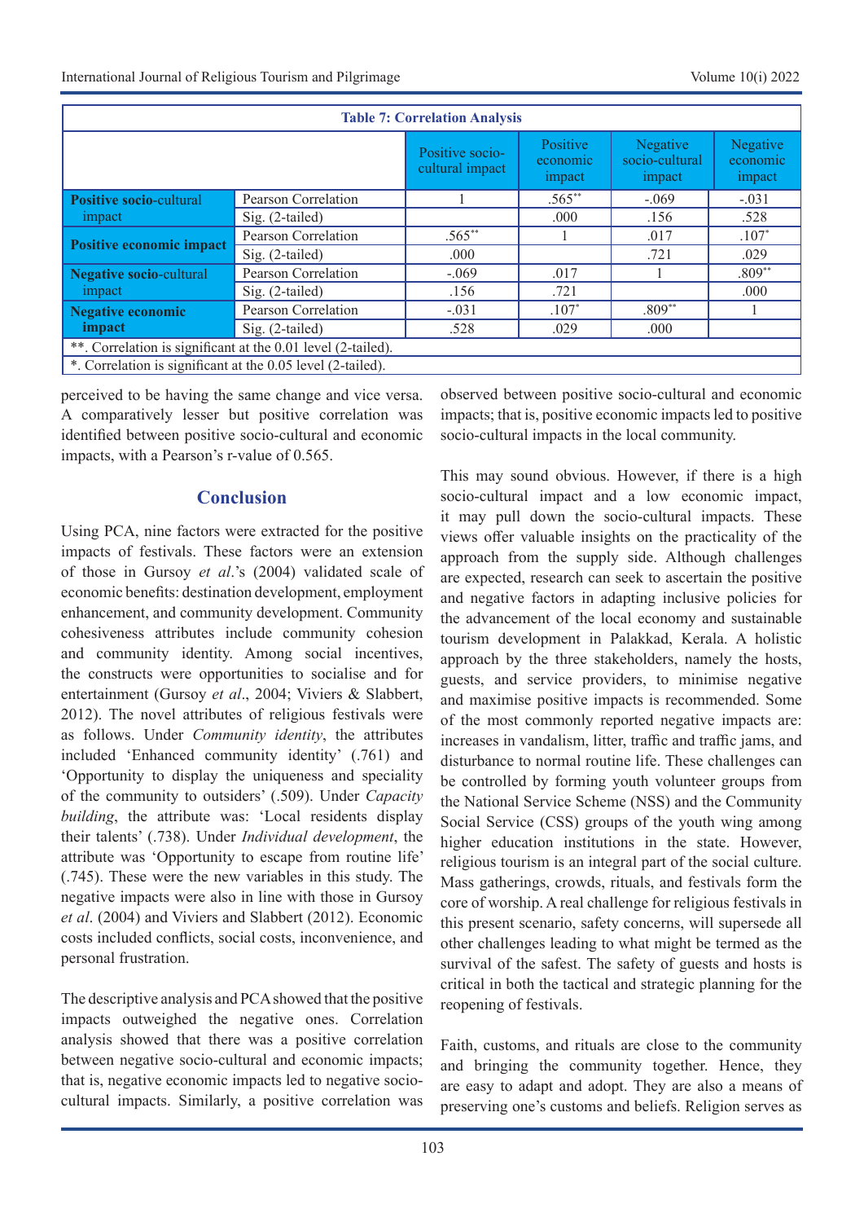**Table 7: Correlation Analysis**

| | | Positive socio-cultural impact | Positive economic impact | Negative socio-cultural impact | Negative economic impact |
|---|---|---|---|---|---|
| **Positive socio-cultural impact** | Pearson Correlation | 1 | .565** | -.069 | -.031 |
| | Sig. (2-tailed) | | .000 | .156 | .528 |
| **Positive economic impact** | Pearson Correlation | .565** | 1 | .017 | .107* |
| | Sig. (2-tailed) | .000 | | .721 | .029 |
| **Negative socio-cultural impact** | Pearson Correlation | -.069 | .017 | 1 | .809** |
| | Sig. (2-tailed) | .156 | .721 | | .000 |
| **Negative economic impact** | Pearson Correlation | -.031 | .107* | .809** | 1 |
| | Sig. (2-tailed) | .528 | .029 | .000 | |

**. Correlation is significant at the 0.01 level (2-tailed).

*. Correlation is significant at the 0.05 level (2-tailed).

perceived to be having the same change and vice versa. A comparatively lesser but positive correlation was identified between positive socio-cultural and economic impacts, with a Pearson's r-value of 0.565.

## Conclusion

Using PCA, nine factors were extracted for the positive impacts of festivals. These factors were an extension of those in Gursoy *et al*.'s (2004) validated scale of economic benefits: destination development, employment enhancement, and community development. Community cohesiveness attributes include community cohesion and community identity. Among social incentives, the constructs were opportunities to socialise and for entertainment (Gursoy *et al*., 2004; Viviers & Slabbert, 2012). The novel attributes of religious festivals were as follows. Under *Community identity*, the attributes included 'Enhanced community identity' (.761) and 'Opportunity to display the uniqueness and speciality of the community to outsiders' (.509). Under *Capacity building*, the attribute was: 'Local residents display their talents' (.738). Under *Individual development*, the attribute was 'Opportunity to escape from routine life' (.745). These were the new variables in this study. The negative impacts were also in line with those in Gursoy *et al*. (2004) and Viviers and Slabbert (2012). Economic costs included conflicts, social costs, inconvenience, and personal frustration.

The descriptive analysis and PCA showed that the positive impacts outweighed the negative ones. Correlation analysis showed that there was a positive correlation between negative socio-cultural and economic impacts; that is, negative economic impacts led to negative socio-cultural impacts. Similarly, a positive correlation was observed between positive socio-cultural and economic impacts; that is, positive economic impacts led to positive socio-cultural impacts in the local community.

This may sound obvious. However, if there is a high socio-cultural impact and a low economic impact, it may pull down the socio-cultural impacts. These views offer valuable insights on the practicality of the approach from the supply side. Although challenges are expected, research can seek to ascertain the positive and negative factors in adapting inclusive policies for the advancement of the local economy and sustainable tourism development in Palakkad, Kerala. A holistic approach by the three stakeholders, namely the hosts, guests, and service providers, to minimise negative and maximise positive impacts is recommended. Some of the most commonly reported negative impacts are: increases in vandalism, litter, traffic and traffic jams, and disturbance to normal routine life. These challenges can be controlled by forming youth volunteer groups from the National Service Scheme (NSS) and the Community Social Service (CSS) groups of the youth wing among higher education institutions in the state. However, religious tourism is an integral part of the social culture. Mass gatherings, crowds, rituals, and festivals form the core of worship. A real challenge for religious festivals in this present scenario, safety concerns, will supersede all other challenges leading to what might be termed as the survival of the safest. The safety of guests and hosts is critical in both the tactical and strategic planning for the reopening of festivals.

Faith, customs, and rituals are close to the community and bringing the community together. Hence, they are easy to adapt and adopt. They are also a means of preserving one's customs and beliefs. Religion serves as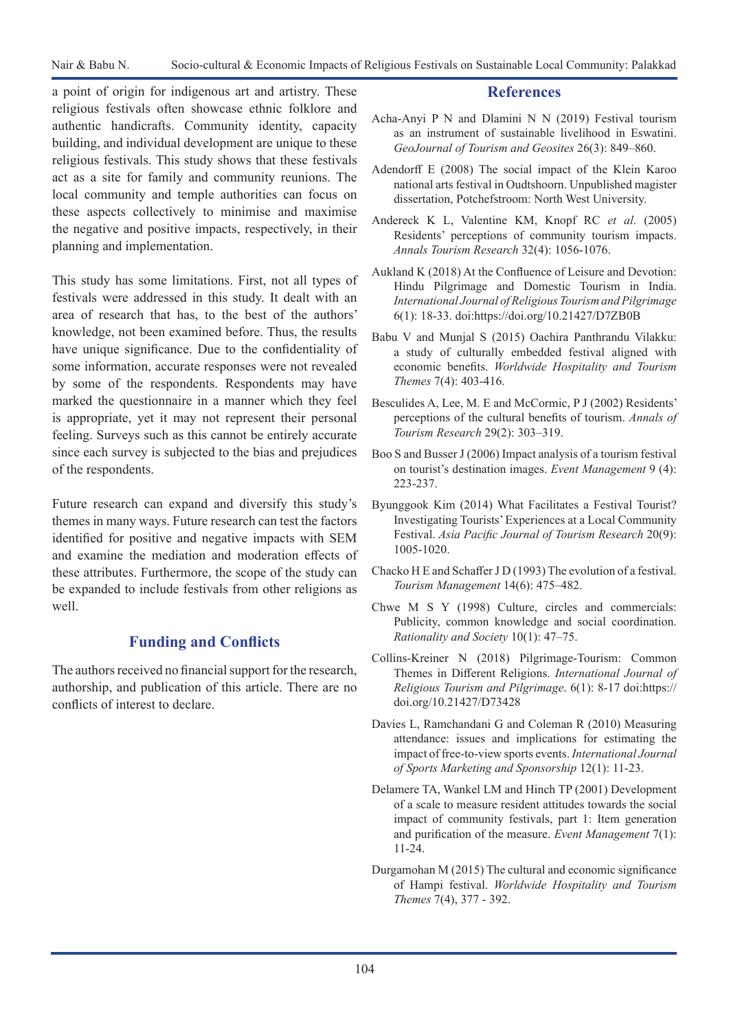a point of origin for indigenous art and artistry. These religious festivals often showcase ethnic folklore and authentic handicrafts. Community identity, capacity building, and individual development are unique to these religious festivals. This study shows that these festivals act as a site for family and community reunions. The local community and temple authorities can focus on these aspects collectively to minimise and maximise the negative and positive impacts, respectively, in their planning and implementation.

This study has some limitations. First, not all types of festivals were addressed in this study. It dealt with an area of research that has, to the best of the authors' knowledge, not been examined before. Thus, the results have unique significance. Due to the confidentiality of some information, accurate responses were not revealed by some of the respondents. Respondents may have marked the questionnaire in a manner which they feel is appropriate, yet it may not represent their personal feeling. Surveys such as this cannot be entirely accurate since each survey is subjected to the bias and prejudices of the respondents.

Future research can expand and diversify this study's themes in many ways. Future research can test the factors identified for positive and negative impacts with SEM and examine the mediation and moderation effects of these attributes. Furthermore, the scope of the study can be expanded to include festivals from other religions as well.

## Funding and Conflicts

The authors received no financial support for the research, authorship, and publication of this article. There are no conflicts of interest to declare.

## References

Acha-Anyi P N and Dlamini N N (2019) Festival tourism as an instrument of sustainable livelihood in Eswatini. *GeoJournal of Tourism and Geosites* 26(3): 849–860.

Adendorff E (2008) The social impact of the Klein Karoo national arts festival in Oudtshoorn. Unpublished magister dissertation, Potchefstroom: North West University.

Andereck K L, Valentine KM, Knopf RC *et al*. (2005) Residents' perceptions of community tourism impacts. *Annals Tourism Research* 32(4): 1056-1076.

Aukland K (2018) At the Confluence of Leisure and Devotion: Hindu Pilgrimage and Domestic Tourism in India. *International Journal of Religious Tourism and Pilgrimage* 6(1): 18-33. doi:https://doi.org/10.21427/D7ZB0B

Babu V and Munjal S (2015) Oachira Panthrandu Vilakku: a study of culturally embedded festival aligned with economic benefits. *Worldwide Hospitality and Tourism Themes* 7(4): 403-416.

Besculides A, Lee, M. E and McCormic, P J (2002) Residents' perceptions of the cultural benefits of tourism. *Annals of Tourism Research* 29(2): 303–319.

Boo S and Busser J (2006) Impact analysis of a tourism festival on tourist's destination images. *Event Management* 9 (4): 223-237.

Byunggook Kim (2014) What Facilitates a Festival Tourist? Investigating Tourists' Experiences at a Local Community Festival. *Asia Pacific Journal of Tourism Research* 20(9): 1005-1020.

Chacko H E and Schaffer J D (1993) The evolution of a festival. *Tourism Management* 14(6): 475–482.

Chwe M S Y (1998) Culture, circles and commercials: Publicity, common knowledge and social coordination. *Rationality and Society* 10(1): 47–75.

Collins-Kreiner N (2018) Pilgrimage-Tourism: Common Themes in Different Religions. *International Journal of Religious Tourism and Pilgrimage*. 6(1): 8-17 doi:https://doi.org/10.21427/D73428

Davies L, Ramchandani G and Coleman R (2010) Measuring attendance: issues and implications for estimating the impact of free-to-view sports events. *International Journal of Sports Marketing and Sponsorship* 12(1): 11-23.

Delamere TA, Wankel LM and Hinch TP (2001) Development of a scale to measure resident attitudes towards the social impact of community festivals, part 1: Item generation and purification of the measure. *Event Management* 7(1): 11-24.

Durgamohan M (2015) The cultural and economic significance of Hampi festival. *Worldwide Hospitality and Tourism Themes* 7(4), 377 - 392.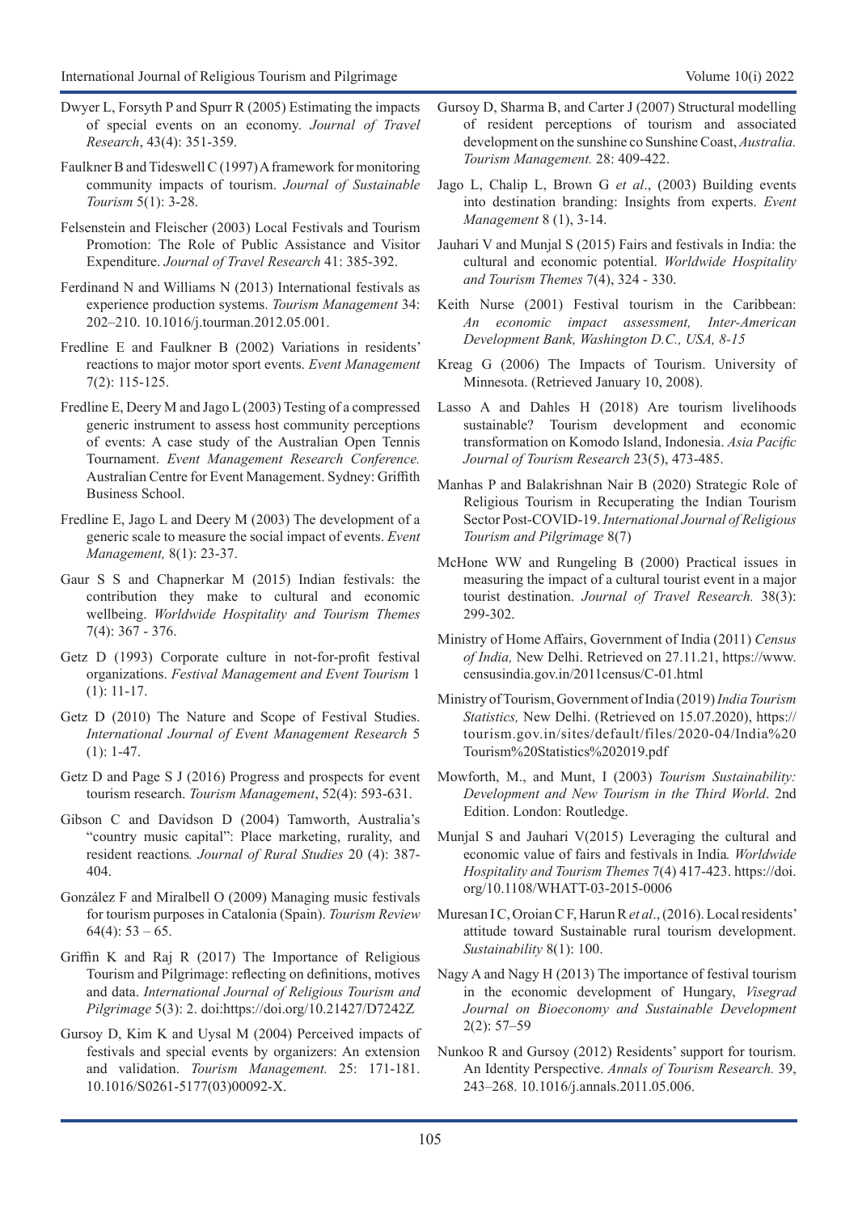Dwyer L, Forsyth P and Spurr R (2005) Estimating the impacts of special events on an economy. *Journal of Travel Research*, 43(4): 351-359.

Faulkner B and Tideswell C (1997) A framework for monitoring community impacts of tourism. *Journal of Sustainable Tourism* 5(1): 3-28.

Felsenstein and Fleischer (2003) Local Festivals and Tourism Promotion: The Role of Public Assistance and Visitor Expenditure. *Journal of Travel Research* 41: 385-392.

Ferdinand N and Williams N (2013) International festivals as experience production systems. *Tourism Management* 34: 202–210. 10.1016/j.tourman.2012.05.001.

Fredline E and Faulkner B (2002) Variations in residents' reactions to major motor sport events. *Event Management* 7(2): 115-125.

Fredline E, Deery M and Jago L (2003) Testing of a compressed generic instrument to assess host community perceptions of events: A case study of the Australian Open Tennis Tournament. *Event Management Research Conference.* Australian Centre for Event Management. Sydney: Griffith Business School.

Fredline E, Jago L and Deery M (2003) The development of a generic scale to measure the social impact of events. *Event Management,* 8(1): 23-37.

Gaur S S and Chapnerkar M (2015) Indian festivals: the contribution they make to cultural and economic wellbeing. *Worldwide Hospitality and Tourism Themes* 7(4): 367 - 376.

Getz D (1993) Corporate culture in not-for-profit festival organizations. *Festival Management and Event Tourism* 1 (1): 11-17.

Getz D (2010) The Nature and Scope of Festival Studies. *International Journal of Event Management Research* 5 (1): 1-47.

Getz D and Page S J (2016) Progress and prospects for event tourism research. *Tourism Management*, 52(4): 593-631.

Gibson C and Davidson D (2004) Tamworth, Australia's "country music capital": Place marketing, rurality, and resident reactions*. Journal of Rural Studies* 20 (4): 387-404.

González F and Miralbell O (2009) Managing music festivals for tourism purposes in Catalonia (Spain). *Tourism Review* 64(4): 53 – 65.

Griffin K and Raj R (2017) The Importance of Religious Tourism and Pilgrimage: reflecting on definitions, motives and data. *International Journal of Religious Tourism and Pilgrimage* 5(3): 2. doi:https://doi.org/10.21427/D7242Z

Gursoy D, Kim K and Uysal M (2004) Perceived impacts of festivals and special events by organizers: An extension and validation. *Tourism Management.* 25: 171-181. 10.1016/S0261-5177(03)00092-X.

Gursoy D, Sharma B, and Carter J (2007) Structural modelling of resident perceptions of tourism and associated development on the sunshine co Sunshine Coast, *Australia. Tourism Management.* 28: 409-422.

Jago L, Chalip L, Brown G *et al*., (2003) Building events into destination branding: Insights from experts. *Event Management* 8 (1), 3-14.

Jauhari V and Munjal S (2015) Fairs and festivals in India: the cultural and economic potential. *Worldwide Hospitality and Tourism Themes* 7(4), 324 - 330.

Keith Nurse (2001) Festival tourism in the Caribbean: *An economic impact assessment, Inter-American Development Bank, Washington D.C., USA, 8-15*

Kreag G (2006) The Impacts of Tourism. University of Minnesota. (Retrieved January 10, 2008).

Lasso A and Dahles H (2018) Are tourism livelihoods sustainable? Tourism development and economic transformation on Komodo Island, Indonesia. *Asia Pacific Journal of Tourism Research* 23(5), 473-485.

Manhas P and Balakrishnan Nair B (2020) Strategic Role of Religious Tourism in Recuperating the Indian Tourism Sector Post-COVID-19. *International Journal of Religious Tourism and Pilgrimage* 8(7)

McHone WW and Rungeling B (2000) Practical issues in measuring the impact of a cultural tourist event in a major tourist destination. *Journal of Travel Research.* 38(3): 299-302.

Ministry of Home Affairs, Government of India (2011) *Census of India,* New Delhi. Retrieved on 27.11.21, https://www.censusindia.gov.in/2011census/C-01.html

Ministry of Tourism, Government of India (2019) *India Tourism Statistics,* New Delhi. (Retrieved on 15.07.2020), https://tourism.gov.in/sites/default/files/2020-04/India%20Tourism%20Statistics%202019.pdf

Mowforth, M., and Munt, I (2003) *Tourism Sustainability: Development and New Tourism in the Third World*. 2nd Edition. London: Routledge.

Munjal S and Jauhari V(2015) Leveraging the cultural and economic value of fairs and festivals in India*. Worldwide Hospitality and Tourism Themes* 7(4) 417-423. https://doi.org/10.1108/WHATT-03-2015-0006

Muresan I C, Oroian C F, Harun R *et al*., (2016). Local residents' attitude toward Sustainable rural tourism development. *Sustainability* 8(1): 100.

Nagy A and Nagy H (2013) The importance of festival tourism in the economic development of Hungary, *Visegrad Journal on Bioeconomy and Sustainable Development* 2(2): 57–59

Nunkoo R and Gursoy (2012) Residents' support for tourism. An Identity Perspective. *Annals of Tourism Research.* 39, 243–268. 10.1016/j.annals.2011.05.006.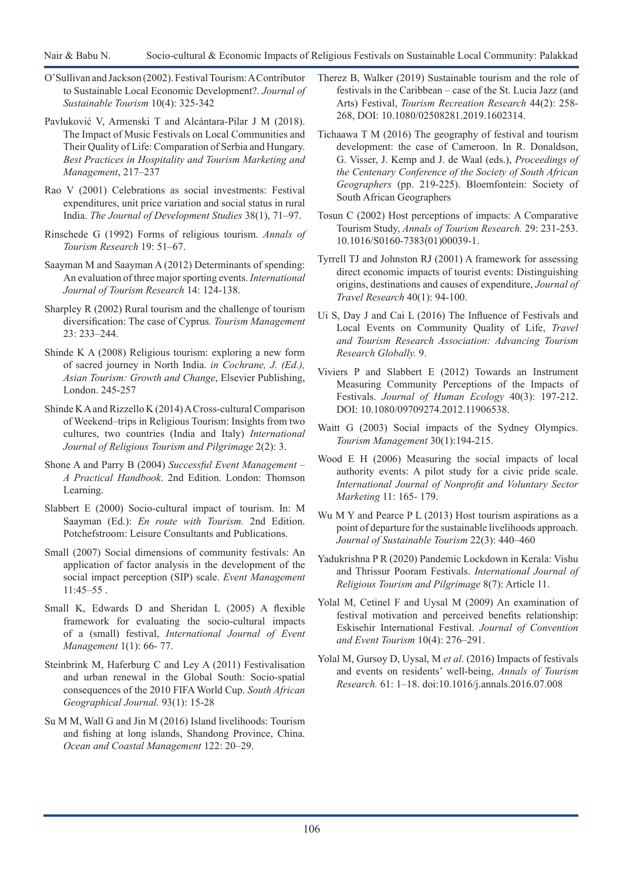O'Sullivan and Jackson (2002). Festival Tourism: A Contributor to Sustainable Local Economic Development?. *Journal of Sustainable Tourism* 10(4): 325-342

Pavluković V, Armenski T and Alcántara-Pilar J M (2018). The Impact of Music Festivals on Local Communities and Their Quality of Life: Comparation of Serbia and Hungary. *Best Practices in Hospitality and Tourism Marketing and Management*, 217–237

Rao V (2001) Celebrations as social investments: Festival expenditures, unit price variation and social status in rural India. *The Journal of Development Studies* 38(1), 71–97.

Rinschede G (1992) Forms of religious tourism. *Annals of Tourism Research* 19: 51–67.

Saayman M and Saayman A (2012) Determinants of spending: An evaluation of three major sporting events. *International Journal of Tourism Research* 14: 124-138.

Sharpley R (2002) Rural tourism and the challenge of tourism diversification: The case of Cyprus*. Tourism Management* 23: 233–244.

Shinde K A (2008) Religious tourism: exploring a new form of sacred journey in North India. *in Cochrane, J. (Ed.), Asian Tourism: Growth and Change*, Elsevier Publishing, London. 245-257

Shinde K A and Rizzello K (2014) A Cross-cultural Comparison of Weekend–trips in Religious Tourism: Insights from two cultures, two countries (India and Italy) *International Journal of Religious Tourism and Pilgrimage* 2(2): 3.

Shone A and Parry B (2004) *Successful Event Management – A Practical Handbook*. 2nd Edition. London: Thomson Learning.

Slabbert E (2000) Socio-cultural impact of tourism. In: M Saayman (Ed.): *En route with Tourism.* 2nd Edition. Potchefstroom: Leisure Consultants and Publications.

Small (2007) Social dimensions of community festivals: An application of factor analysis in the development of the social impact perception (SIP) scale. *Event Management* 11:45–55 .

Small K, Edwards D and Sheridan L (2005) A flexible framework for evaluating the socio-cultural impacts of a (small) festival, *International Journal of Event Management* 1(1): 66- 77.

Steinbrink M, Haferburg C and Ley A (2011) Festivalisation and urban renewal in the Global South: Socio-spatial consequences of the 2010 FIFA World Cup. *South African Geographical Journal.* 93(1): 15-28

Su M M, Wall G and Jin M (2016) Island livelihoods: Tourism and fishing at long islands, Shandong Province, China. *Ocean and Coastal Management* 122: 20–29.

Therez B, Walker (2019) Sustainable tourism and the role of festivals in the Caribbean – case of the St. Lucia Jazz (and Arts) Festival, *Tourism Recreation Research* 44(2): 258-268, DOI: 10.1080/02508281.2019.1602314.

Tichaawa T M (2016) The geography of festival and tourism development: the case of Cameroon. In R. Donaldson, G. Visser, J. Kemp and J. de Waal (eds.), *Proceedings of the Centenary Conference of the Society of South African Geographers* (pp. 219-225). Bloemfontein: Society of South African Geographers

Tosun C (2002) Host perceptions of impacts: A Comparative Tourism Study, *Annals of Tourism Research.* 29: 231-253. 10.1016/S0160-7383(01)00039-1.

Tyrrell TJ and Johnston RJ (2001) A framework for assessing direct economic impacts of tourist events: Distinguishing origins, destinations and causes of expenditure, *Journal of Travel Research* 40(1): 94-100.

Ui S, Day J and Cai L (2016) The Influence of Festivals and Local Events on Community Quality of Life, *Travel and Tourism Research Association: Advancing Tourism Research Globally.* 9.

Viviers P and Slabbert E (2012) Towards an Instrument Measuring Community Perceptions of the Impacts of Festivals. *Journal of Human Ecology* 40(3): 197-212. DOI: 10.1080/09709274.2012.11906538.

Waitt G (2003) Social impacts of the Sydney Olympics. *Tourism Management* 30(1):194-215.

Wood E H (2006) Measuring the social impacts of local authority events: A pilot study for a civic pride scale. *International Journal of Nonprofit and Voluntary Sector Marketing* 11: 165- 179.

Wu M Y and Pearce P L (2013) Host tourism aspirations as a point of departure for the sustainable livelihoods approach. *Journal of Sustainable Tourism* 22(3): 440–460

Yadukrishna P R (2020) Pandemic Lockdown in Kerala: Vishu and Thrissur Pooram Festivals. *International Journal of Religious Tourism and Pilgrimage* 8(7): Article 11.

Yolal M, Cetinel F and Uysal M (2009) An examination of festival motivation and perceived benefits relationship: Eskisehir International Festival. *Journal of Convention and Event Tourism* 10(4): 276–291.

Yolal M, Gursoy D, Uysal, M *et al*. (2016) Impacts of festivals and events on residents' well-being, *Annals of Tourism Research.* 61: 1–18. doi:10.1016/j.annals.2016.07.008